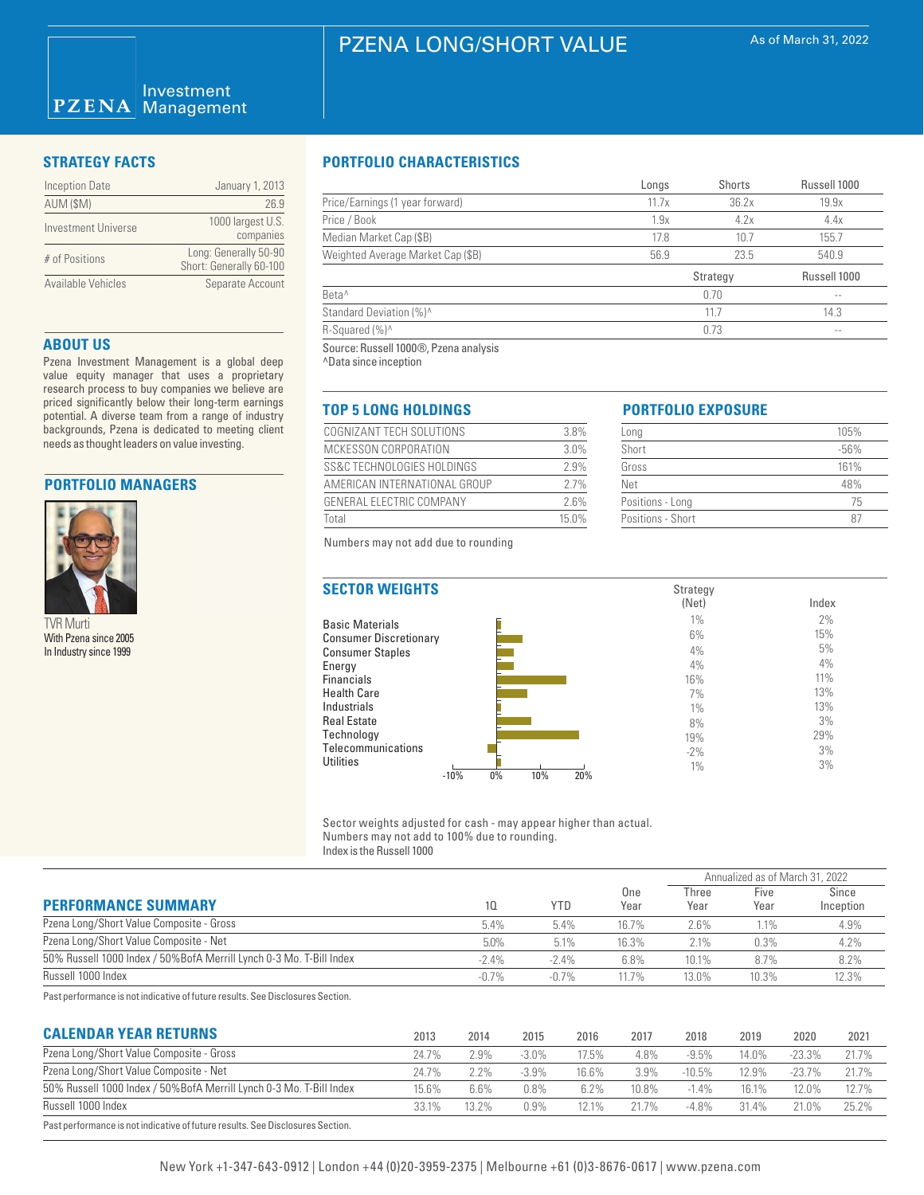# PZENA LONG/SHORT VALUE

As of March 31, 2022

PZENA Investment Management

## STRATEGY FACTS

| | |
|---|---|
| Inception Date | January 1, 2013 |
| AUM ($M) | 26.9 |
| Investment Universe | 1000 largest U.S. companies |
| # of Positions | Long: Generally 50-90 Short: Generally 60-100 |
| Available Vehicles | Separate Account |

## ABOUT US

Pzena Investment Management is a global deep value equity manager that uses a proprietary research process to buy companies we believe are priced significantly below their long-term earnings potential. A diverse team from a range of industry backgrounds, Pzena is dedicated to meeting client needs as thought leaders on value investing.

## PORTFOLIO MANAGERS

TVR Murti
With Pzena since 2005
In Industry since 1999

## PORTFOLIO CHARACTERISTICS

| | Longs | Shorts | Russell 1000 |
|---|---|---|---|
| Price/Earnings (1 year forward) | 11.7x | 36.2x | 19.9x |
| Price / Book | 1.9x | 4.2x | 4.4x |
| Median Market Cap ($B) | 17.8 | 10.7 | 155.7 |
| Weighted Average Market Cap ($B) | 56.9 | 23.5 | 540.9 |

| | Strategy | Russell 1000 |
|---|---|---|
| Beta^ | 0.70 | -- |
| Standard Deviation (%)^ | 11.7 | 14.3 |
| R-Squared (%)^ | 0.73 | -- |

Source: Russell 1000®, Pzena analysis
^Data since inception

## TOP 5 LONG HOLDINGS

| | |
|---|---|
| COGNIZANT TECH SOLUTIONS | 3.8% |
| MCKESSON CORPORATION | 3.0% |
| SS&C TECHNOLOGIES HOLDINGS | 2.9% |
| AMERICAN INTERNATIONAL GROUP | 2.7% |
| GENERAL ELECTRIC COMPANY | 2.6% |
| Total | 15.0% |

Numbers may not add due to rounding

## PORTFOLIO EXPOSURE

| | |
|---|---|
| Long | 105% |
| Short | -56% |
| Gross | 161% |
| Net | 48% |
| Positions - Long | 75 |
| Positions - Short | 87 |

## SECTOR WEIGHTS

| | Strategy (Net) | Index |
|---|---|---|
| Basic Materials | 1% | 2% |
| Consumer Discretionary | 6% | 15% |
| Consumer Staples | 4% | 5% |
| Energy | 4% | 4% |
| Financials | 16% | 11% |
| Health Care | 7% | 13% |
| Industrials | 1% | 13% |
| Real Estate | 8% | 3% |
| Technology | 19% | 29% |
| Telecommunications | -2% | 3% |
| Utilities | 1% | 3% |

Sector weights adjusted for cash - may appear higher than actual.
Numbers may not add to 100% due to rounding.
Index is the Russell 1000

## PERFORMANCE SUMMARY

| | 1Q | YTD | One Year | Three Year | Five Year | Since Inception |
|---|---|---|---|---|---|---|
| | | | | Annualized as of March 31, 2022 | | |
| Pzena Long/Short Value Composite - Gross | 5.4% | 5.4% | 16.7% | 2.6% | 1.1% | 4.9% |
| Pzena Long/Short Value Composite - Net | 5.0% | 5.1% | 16.3% | 2.1% | 0.3% | 4.2% |
| 50% Russell 1000 Index / 50%BofA Merrill Lynch 0-3 Mo. T-Bill Index | -2.4% | -2.4% | 6.8% | 10.1% | 8.7% | 8.2% |
| Russell 1000 Index | -0.7% | -0.7% | 11.7% | 13.0% | 10.3% | 12.3% |

Past performance is not indicative of future results. See Disclosures Section.

## CALENDAR YEAR RETURNS

| | 2013 | 2014 | 2015 | 2016 | 2017 | 2018 | 2019 | 2020 | 2021 |
|---|---|---|---|---|---|---|---|---|---|
| Pzena Long/Short Value Composite - Gross | 24.7% | 2.9% | -3.0% | 17.5% | 4.8% | -9.5% | 14.0% | -23.3% | 21.7% |
| Pzena Long/Short Value Composite - Net | 24.7% | 2.2% | -3.9% | 16.6% | 3.9% | -10.5% | 12.9% | -23.7% | 21.7% |
| 50% Russell 1000 Index / 50%BofA Merrill Lynch 0-3 Mo. T-Bill Index | 15.6% | 6.6% | 0.8% | 6.2% | 10.8% | -1.4% | 16.1% | 12.0% | 12.7% |
| Russell 1000 Index | 33.1% | 13.2% | 0.9% | 12.1% | 21.7% | -4.8% | 31.4% | 21.0% | 25.2% |

Past performance is not indicative of future results. See Disclosures Section.

New York +1-347-643-0912 | London +44 (0)20-3959-2375 | Melbourne +61 (0)3-8676-0617 | www.pzena.com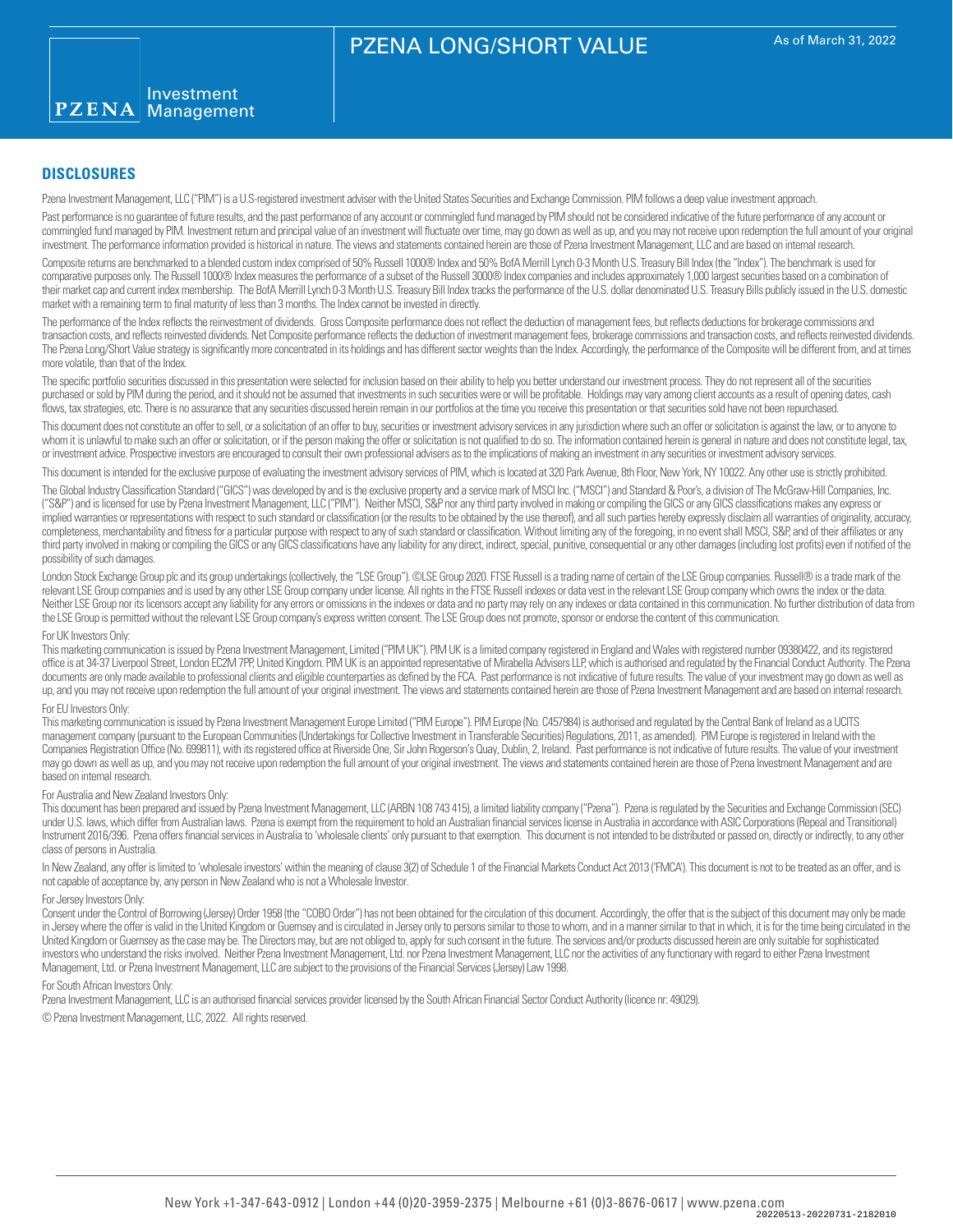## DISCLOSURES

Pzena Investment Management, LLC ("PIM") is a U.S-registered investment adviser with the United States Securities and Exchange Commission. PIM follows a deep value investment approach.

Past performance is no guarantee of future results, and the past performance of any account or commingled fund managed by PIM should not be considered indicative of the future performance of any account or commingled fund managed by PIM. Investment return and principal value of an investment will fluctuate over time, may go down as well as up, and you may not receive upon redemption the full amount of your original investment. The performance information provided is historical in nature. The views and statements contained herein are those of Pzena Investment Management, LLC and are based on internal research.

Composite returns are benchmarked to a blended custom index comprised of 50% Russell 1000® Index and 50% BofA Merrill Lynch 0-3 Month U.S. Treasury Bill Index (the "Index"). The benchmark is used for comparative purposes only. The Russell 1000® Index measures the performance of a subset of the Russell 3000® Index companies and includes approximately 1,000 largest securities based on a combination of their market cap and current index membership. The BofA Merrill Lynch 0-3 Month U.S. Treasury Bill Index tracks the performance of the U.S. dollar denominated U.S. Treasury Bills publicly issued in the U.S. domestic market with a remaining term to final maturity of less than 3 months. The Index cannot be invested in directly.

The performance of the Index reflects the reinvestment of dividends. Gross Composite performance does not reflect the deduction of management fees, but reflects deductions for brokerage commissions and transaction costs, and reflects reinvested dividends. Net Composite performance reflects the deduction of investment management fees, brokerage commissions and transaction costs, and reflects reinvested dividends. The Pzena Long/Short Value strategy is significantly more concentrated in its holdings and has different sector weights than the Index. Accordingly, the performance of the Composite will be different from, and at times more volatile, than that of the Index.

The specific portfolio securities discussed in this presentation were selected for inclusion based on their ability to help you better understand our investment process. They do not represent all of the securities purchased or sold by PIM during the period, and it should not be assumed that investments in such securities were or will be profitable. Holdings may vary among client accounts as a result of opening dates, cash flows, tax strategies, etc. There is no assurance that any securities discussed herein remain in our portfolios at the time you receive this presentation or that securities sold have not been repurchased.

This document does not constitute an offer to sell, or a solicitation of an offer to buy, securities or investment advisory services in any jurisdiction where such an offer or solicitation is against the law, or to anyone to whom it is unlawful to make such an offer or solicitation, or if the person making the offer or solicitation is not qualified to do so. The information contained herein is general in nature and does not constitute legal, tax, or investment advice. Prospective investors are encouraged to consult their own professional advisers as to the implications of making an investment in any securities or investment advisory services.

This document is intended for the exclusive purpose of evaluating the investment advisory services of PIM, which is located at 320 Park Avenue, 8th Floor, New York, NY 10022. Any other use is strictly prohibited.

The Global Industry Classification Standard ("GICS") was developed by and is the exclusive property and a service mark of MSCI Inc. ("MSCI") and Standard & Poor's, a division of The McGraw-Hill Companies, Inc. ("S&P") and is licensed for use by Pzena Investment Management, LLC ("PIM"). Neither MSCI, S&P nor any third party involved in making or compiling the GICS or any GICS classifications makes any express or implied warranties or representations with respect to such standard or classification (or the results to be obtained by the use thereof), and all such parties hereby expressly disclaim all warranties of originality, accuracy, completeness, merchantability and fitness for a particular purpose with respect to any of such standard or classification. Without limiting any of the foregoing, in no event shall MSCI, S&P, and of their affiliates or any third party involved in making or compiling the GICS or any GICS classifications have any liability for any direct, indirect, special, punitive, consequential or any other damages (including lost profits) even if notified of the possibility of such damages.

London Stock Exchange Group plc and its group undertakings (collectively, the "LSE Group"). ©LSE Group 2020. FTSE Russell is a trading name of certain of the LSE Group companies. Russell® is a trade mark of the relevant LSE Group companies and is used by any other LSE Group company under license. All rights in the FTSE Russell indexes or data vest in the relevant LSE Group company which owns the index or the data. Neither LSE Group nor its licensors accept any liability for any errors or omissions in the indexes or data and no party may rely on any indexes or data contained in this communication. No further distribution of data from the LSE Group is permitted without the relevant LSE Group company's express written consent. The LSE Group does not promote, sponsor or endorse the content of this communication.

For UK Investors Only:
This marketing communication is issued by Pzena Investment Management, Limited ("PIM UK"). PIM UK is a limited company registered in England and Wales with registered number 09380422, and its registered office is at 34-37 Liverpool Street, London EC2M 7PP, United Kingdom. PIM UK is an appointed representative of Mirabella Advisers LLP, which is authorised and regulated by the Financial Conduct Authority. The Pzena documents are only made available to professional clients and eligible counterparties as defined by the FCA. Past performance is not indicative of future results. The value of your investment may go down as well as up, and you may not receive upon redemption the full amount of your original investment. The views and statements contained herein are those of Pzena Investment Management and are based on internal research.

For EU Investors Only:
This marketing communication is issued by Pzena Investment Management Europe Limited ("PIM Europe"). PIM Europe (No. C457984) is authorised and regulated by the Central Bank of Ireland as a UCITS management company (pursuant to the European Communities (Undertakings for Collective Investment in Transferable Securities) Regulations, 2011, as amended). PIM Europe is registered in Ireland with the Companies Registration Office (No. 699811), with its registered office at Riverside One, Sir John Rogerson's Quay, Dublin, 2, Ireland. Past performance is not indicative of future results. The value of your investment may go down as well as up, and you may not receive upon redemption the full amount of your original investment. The views and statements contained herein are those of Pzena Investment Management and are based on internal research.

For Australia and New Zealand Investors Only:
This document has been prepared and issued by Pzena Investment Management, LLC (ARBN 108 743 415), a limited liability company ("Pzena"). Pzena is regulated by the Securities and Exchange Commission (SEC) under U.S. laws, which differ from Australian laws. Pzena is exempt from the requirement to hold an Australian financial services license in Australia in accordance with ASIC Corporations (Repeal and Transitional) Instrument 2016/396. Pzena offers financial services in Australia to 'wholesale clients' only pursuant to that exemption. This document is not intended to be distributed or passed on, directly or indirectly, to any other class of persons in Australia.

In New Zealand, any offer is limited to 'wholesale investors' within the meaning of clause 3(2) of Schedule 1 of the Financial Markets Conduct Act 2013 ('FMCA'). This document is not to be treated as an offer, and is not capable of acceptance by, any person in New Zealand who is not a Wholesale Investor.

For Jersey Investors Only:
Consent under the Control of Borrowing (Jersey) Order 1958 (the "COBO Order") has not been obtained for the circulation of this document. Accordingly, the offer that is the subject of this document may only be made in Jersey where the offer is valid in the United Kingdom or Guernsey and is circulated in Jersey only to persons similar to those to whom, and in a manner similar to that in which, it is for the time being circulated in the United Kingdom or Guernsey as the case may be. The Directors may, but are not obliged to, apply for such consent in the future. The services and/or products discussed herein are only suitable for sophisticated investors who understand the risks involved. Neither Pzena Investment Management, Ltd. nor Pzena Investment Management, LLC nor the activities of any functionary with regard to either Pzena Investment Management, Ltd. or Pzena Investment Management, LLC are subject to the provisions of the Financial Services (Jersey) Law 1998.

For South African Investors Only:
Pzena Investment Management, LLC is an authorised financial services provider licensed by the South African Financial Sector Conduct Authority (licence nr: 49029).

© Pzena Investment Management, LLC, 2022. All rights reserved.